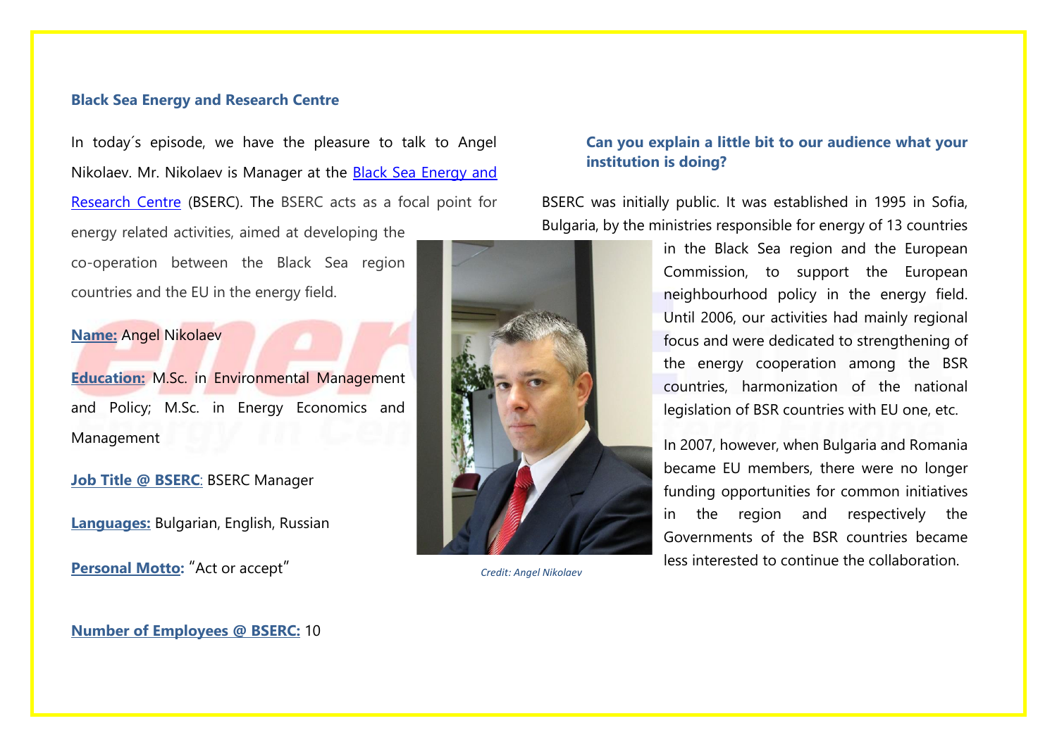### Black Sea Energy and Research Centre

In today´s episode, we have the pleasure to talk to Angel Nikolaev. Mr. Nikolaev is Manager at the Black Sea Energy and Research Centre (BSERC). The BSERC acts as a focal point for energy related activities, aimed at developing the co-operation between the Black Sea region countries and the EU in the energy field.

**Name:** Angel Nikolaev

**Education:** M.Sc. in Environmental Management and Policy; M.Sc. in Energy Economics and Management

**Job Title @ BSERC:** BSERC Manager

**Languages:** Bulgarian, English, Russian

**Personal Motto:** "Act or accept"

**Number of Employees @ BSERC:** 10

*Credit: Angel Nikolaev*

#### Can you explain a little bit to our audience what your institution is doing?

BSERC was initially public. It was established in 1995 in Sofia, Bulgaria, by the ministries responsible for energy of 13 countries in the Black Sea region and the European Commission, to support the European neighbourhood policy in the energy field. Until 2006, our activities had mainly regional focus and were dedicated to strengthening of the energy cooperation among the BSR countries, harmonization of the national legislation of BSR countries with EU one, etc.

In 2007, however, when Bulgaria and Romania became EU members, there were no longer funding opportunities for common initiatives in the region and respectively the Governments of the BSR countries became less interested to continue the collaboration.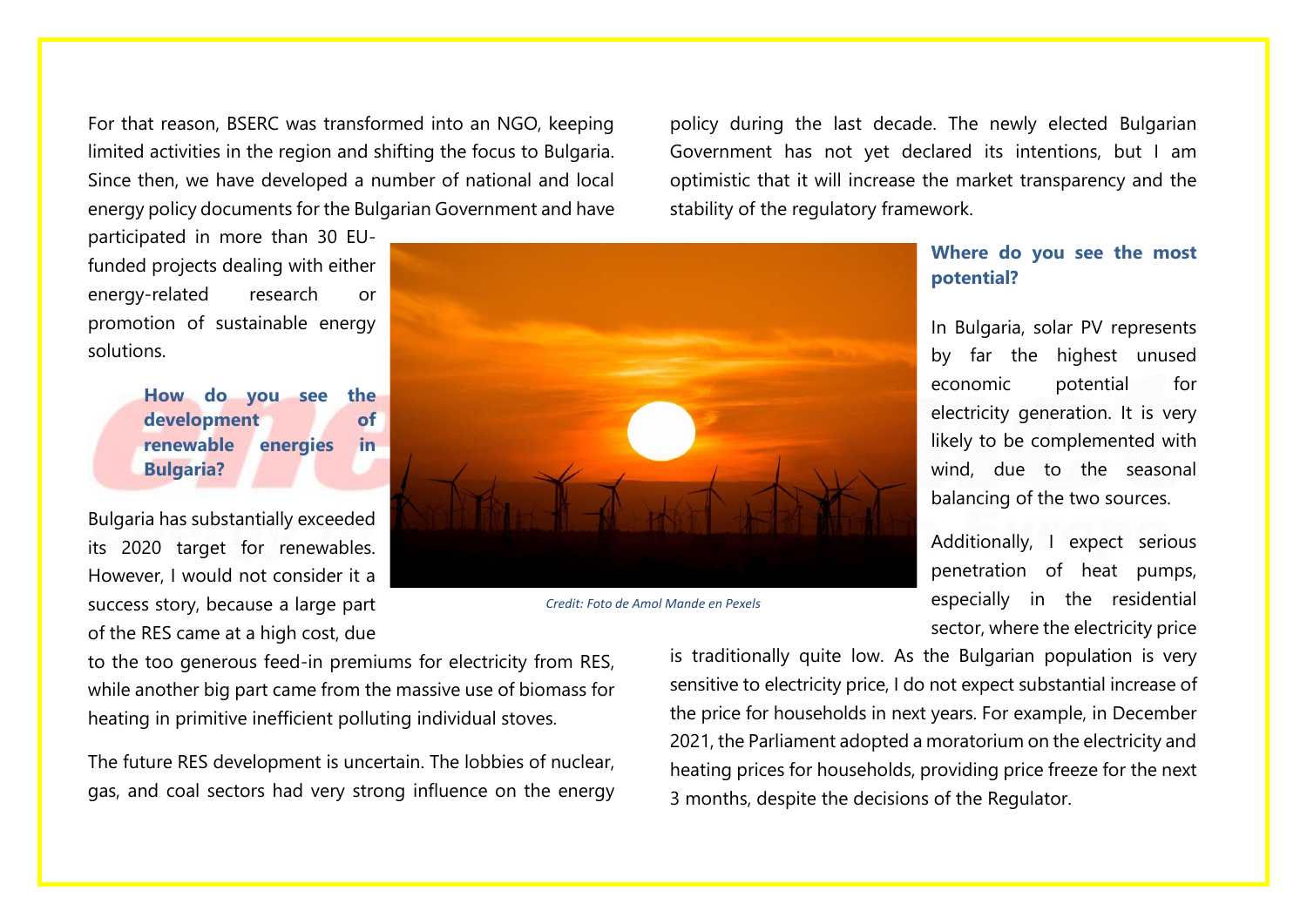For that reason, BSERC was transformed into an NGO, keeping limited activities in the region and shifting the focus to Bulgaria. Since then, we have developed a number of national and local energy policy documents for the Bulgarian Government and have participated in more than 30 EU-funded projects dealing with either energy-related research or promotion of sustainable energy solutions.

### How do you see the development of renewable energies in Bulgaria?

Bulgaria has substantially exceeded its 2020 target for renewables. However, I would not consider it a success story, because a large part of the RES came at a high cost, due to the too generous feed-in premiums for electricity from RES, while another big part came from the massive use of biomass for heating in primitive inefficient polluting individual stoves.

The future RES development is uncertain. The lobbies of nuclear, gas, and coal sectors had very strong influence on the energy policy during the last decade. The newly elected Bulgarian Government has not yet declared its intentions, but I am optimistic that it will increase the market transparency and the stability of the regulatory framework.

*Credit: Foto de Amol Mande en Pexels*

### Where do you see the most potential?

In Bulgaria, solar PV represents by far the highest unused economic potential for electricity generation. It is very likely to be complemented with wind, due to the seasonal balancing of the two sources.

Additionally, I expect serious penetration of heat pumps, especially in the residential sector, where the electricity price is traditionally quite low. As the Bulgarian population is very sensitive to electricity price, I do not expect substantial increase of the price for households in next years. For example, in December 2021, the Parliament adopted a moratorium on the electricity and heating prices for households, providing price freeze for the next 3 months, despite the decisions of the Regulator.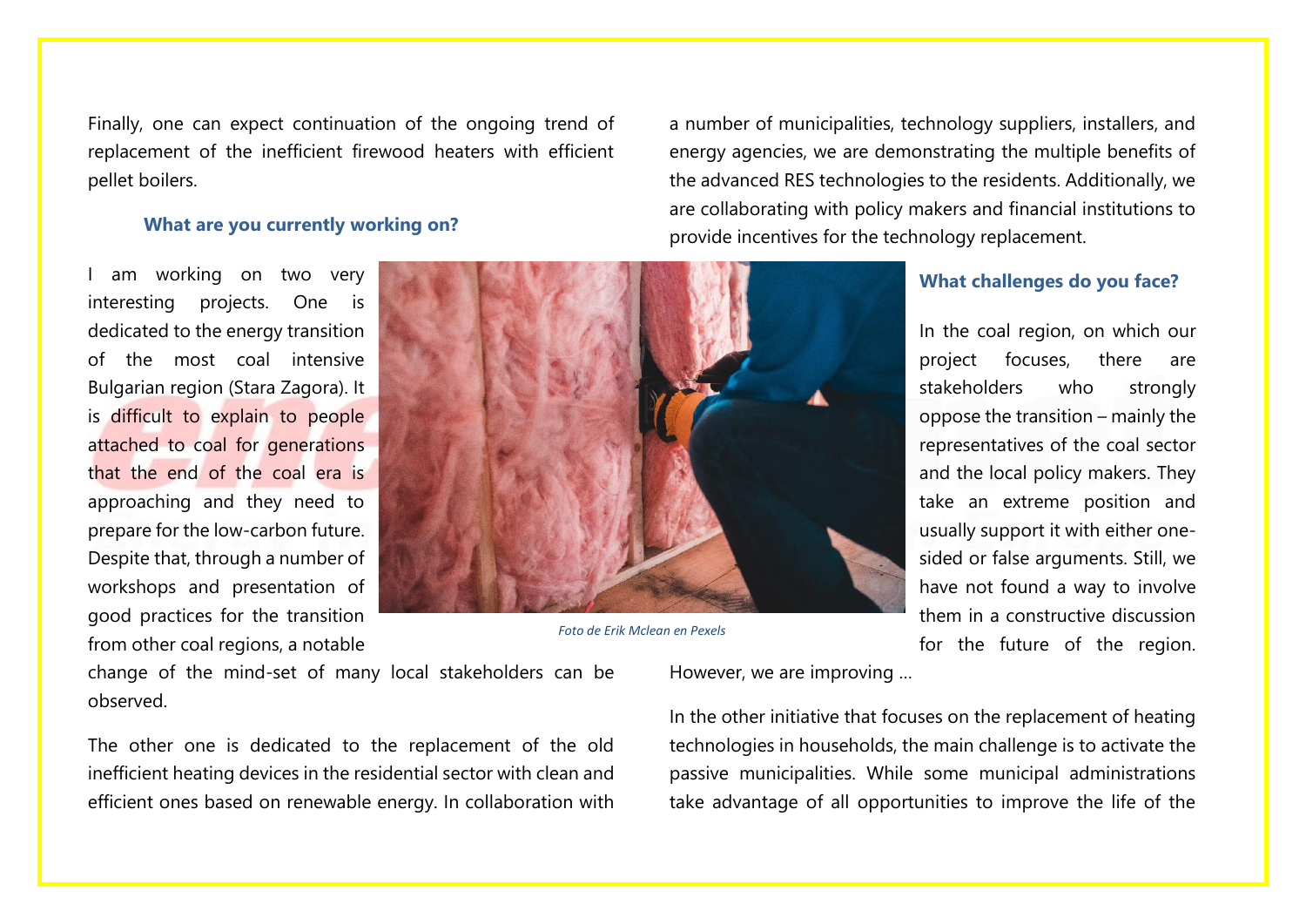Finally, one can expect continuation of the ongoing trend of replacement of the inefficient firewood heaters with efficient pellet boilers.

### What are you currently working on?

I am working on two very interesting projects. One is dedicated to the energy transition of the most coal intensive Bulgarian region (Stara Zagora). It is difficult to explain to people attached to coal for generations that the end of the coal era is approaching and they need to prepare for the low-carbon future. Despite that, through a number of workshops and presentation of good practices for the transition from other coal regions, a notable change of the mind-set of many local stakeholders can be observed.

The other one is dedicated to the replacement of the old inefficient heating devices in the residential sector with clean and efficient ones based on renewable energy. In collaboration with a number of municipalities, technology suppliers, installers, and energy agencies, we are demonstrating the multiple benefits of the advanced RES technologies to the residents. Additionally, we are collaborating with policy makers and financial institutions to provide incentives for the technology replacement.

*Foto de Erik Mclean en Pexels*

### What challenges do you face?

In the coal region, on which our project focuses, there are stakeholders who strongly oppose the transition – mainly the representatives of the coal sector and the local policy makers. They take an extreme position and usually support it with either one-sided or false arguments. Still, we have not found a way to involve them in a constructive discussion for the future of the region. However, we are improving …

In the other initiative that focuses on the replacement of heating technologies in households, the main challenge is to activate the passive municipalities. While some municipal administrations take advantage of all opportunities to improve the life of the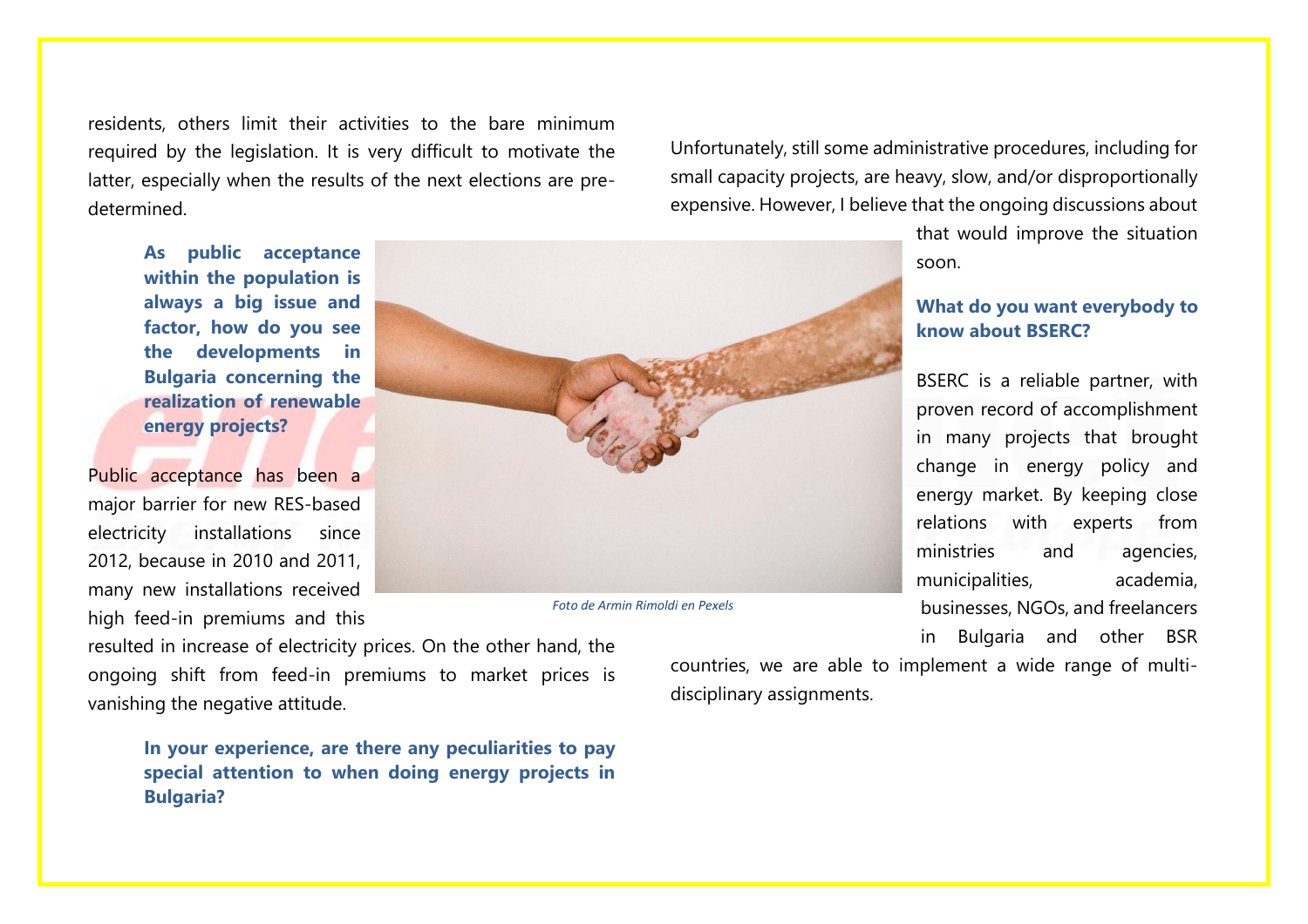residents, others limit their activities to the bare minimum required by the legislation. It is very difficult to motivate the latter, especially when the results of the next elections are pre-determined.

**As public acceptance within the population is always a big issue and factor, how do you see the developments in Bulgaria concerning the realization of renewable energy projects?**

Public acceptance has been a major barrier for new RES-based electricity installations since 2012, because in 2010 and 2011, many new installations received high feed-in premiums and this resulted in increase of electricity prices. On the other hand, the ongoing shift from feed-in premiums to market prices is vanishing the negative attitude.

*Foto de Armin Rimoldi en Pexels*

**In your experience, are there any peculiarities to pay special attention to when doing energy projects in Bulgaria?**

Unfortunately, still some administrative procedures, including for small capacity projects, are heavy, slow, and/or disproportionally expensive. However, I believe that the ongoing discussions about that would improve the situation soon.

**What do you want everybody to know about BSERC?**

BSERC is a reliable partner, with proven record of accomplishment in many projects that brought change in energy policy and energy market. By keeping close relations with experts from ministries and agencies, municipalities, academia, businesses, NGOs, and freelancers in Bulgaria and other BSR countries, we are able to implement a wide range of multi-disciplinary assignments.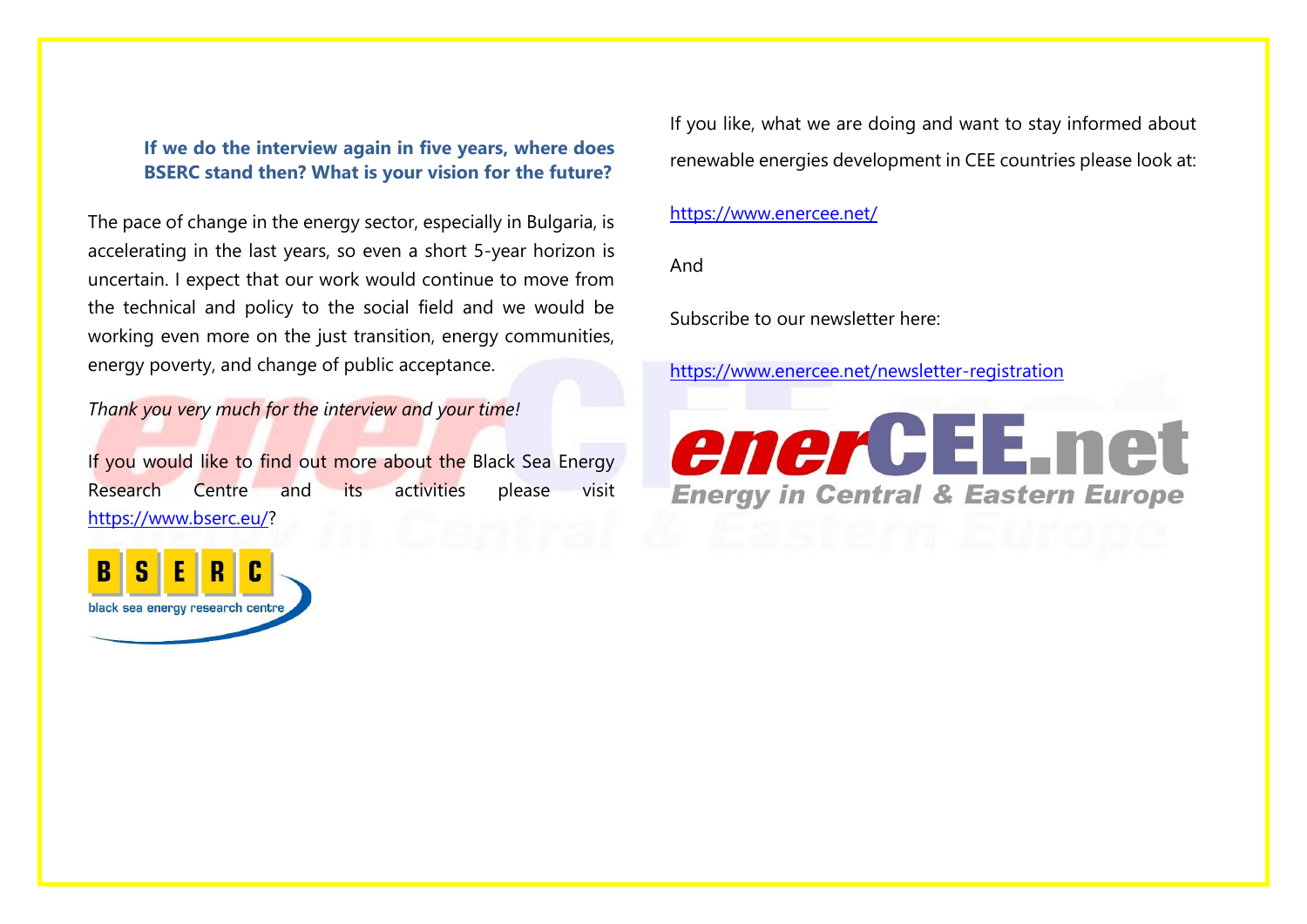**If we do the interview again in five years, where does BSERC stand then? What is your vision for the future?**

The pace of change in the energy sector, especially in Bulgaria, is accelerating in the last years, so even a short 5-year horizon is uncertain. I expect that our work would continue to move from the technical and policy to the social field and we would be working even more on the just transition, energy communities, energy poverty, and change of public acceptance.

*Thank you very much for the interview and your time!*

If you would like to find out more about the Black Sea Energy Research Centre and its activities please visit https://www.bserc.eu/?

If you like, what we are doing and want to stay informed about renewable energies development in CEE countries please look at:

https://www.enercee.net/

And

Subscribe to our newsletter here:

https://www.enercee.net/newsletter-registration